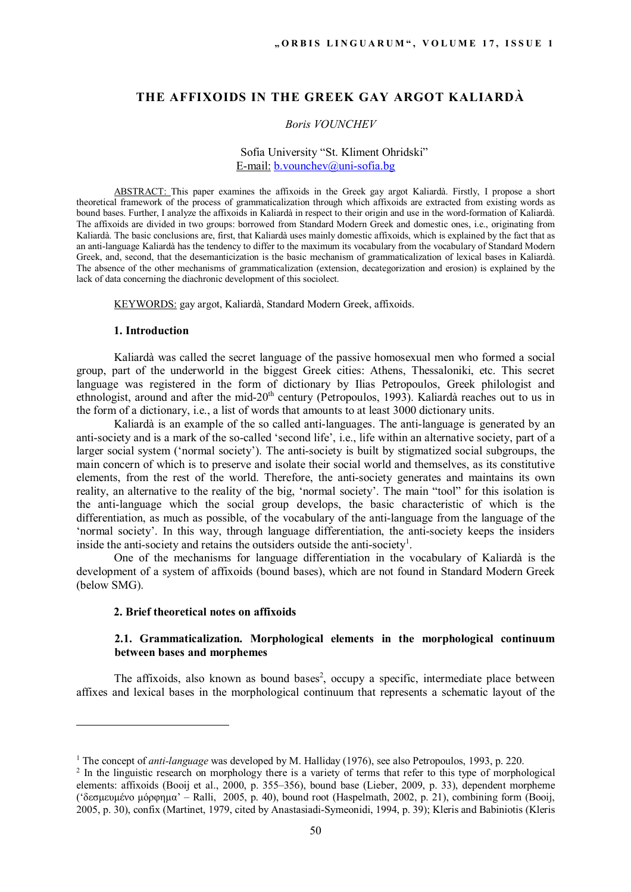# THE AFFIXOIDS IN THE GREEK GAY ARGOT KALIARDÀ

*Boris VOUNCHEV*

Sofia University "St. Kliment Ohridski"
E-mail: b.vounchev@uni-sofia.bg

ABSTRACT: This paper examines the affixoids in the Greek gay argot Kaliardà. Firstly, I propose a short theoretical framework of the process of grammaticalization through which affixoids are extracted from existing words as bound bases. Further, I analyze the affixoids in Kaliardà in respect to their origin and use in the word-formation of Kaliardà. The affixoids are divided in two groups: borrowed from Standard Modern Greek and domestic ones, i.e., originating from Kaliardà. The basic conclusions are, first, that Kaliardà uses mainly domestic affixoids, which is explained by the fact that as an anti-language Kaliardà has the tendency to differ to the maximum its vocabulary from the vocabulary of Standard Modern Greek, and, second, that the desemanticization is the basic mechanism of grammaticalization of lexical bases in Kaliardà. The absence of the other mechanisms of grammaticalization (extension, decategorization and erosion) is explained by the lack of data concerning the diachronic development of this sociolect.

KEYWORDS: gay argot, Kaliardà, Standard Modern Greek, affixoids.

## 1. Introduction

Kaliardà was called the secret language of the passive homosexual men who formed a social group, part of the underworld in the biggest Greek cities: Athens, Thessaloniki, etc. This secret language was registered in the form of dictionary by Ilias Petropoulos, Greek philologist and ethnologist, around and after the mid-20th century (Petropoulos, 1993). Kaliardà reaches out to us in the form of a dictionary, i.e., a list of words that amounts to at least 3000 dictionary units.

Kaliardà is an example of the so called anti-languages. The anti-language is generated by an anti-society and is a mark of the so-called 'second life', i.e., life within an alternative society, part of a larger social system ('normal society'). The anti-society is built by stigmatized social subgroups, the main concern of which is to preserve and isolate their social world and themselves, as its constitutive elements, from the rest of the world. Therefore, the anti-society generates and maintains its own reality, an alternative to the reality of the big, 'normal society'. The main "tool" for this isolation is the anti-language which the social group develops, the basic characteristic of which is the differentiation, as much as possible, of the vocabulary of the anti-language from the language of the 'normal society'. In this way, through language differentiation, the anti-society keeps the insiders inside the anti-society and retains the outsiders outside the anti-society[1].

One of the mechanisms for language differentiation in the vocabulary of Kaliardà is the development of a system of affixoids (bound bases), which are not found in Standard Modern Greek (below SMG).

## 2. Brief theoretical notes on affixoids

### 2.1. Grammaticalization. Morphological elements in the morphological continuum between bases and morphemes

The affixoids, also known as bound bases[2], occupy a specific, intermediate place between affixes and lexical bases in the morphological continuum that represents a schematic layout of the

---

[1] The concept of *anti-language* was developed by M. Halliday (1976), see also Petropoulos, 1993, p. 220.

[2] In the linguistic research on morphology there is a variety of terms that refer to this type of morphological elements: affixoids (Booij et al., 2000, p. 355–356), bound base (Lieber, 2009, p. 33), dependent morpheme ('δεσμευμένο μόρφημα' – Ralli, 2005, p. 40), bound root (Haspelmath, 2002, p. 21), combining form (Booij, 2005, p. 30), confix (Martinet, 1979, cited by Anastasiadi-Symeonidi, 1994, p. 39); Kleris and Babiniotis (Kleris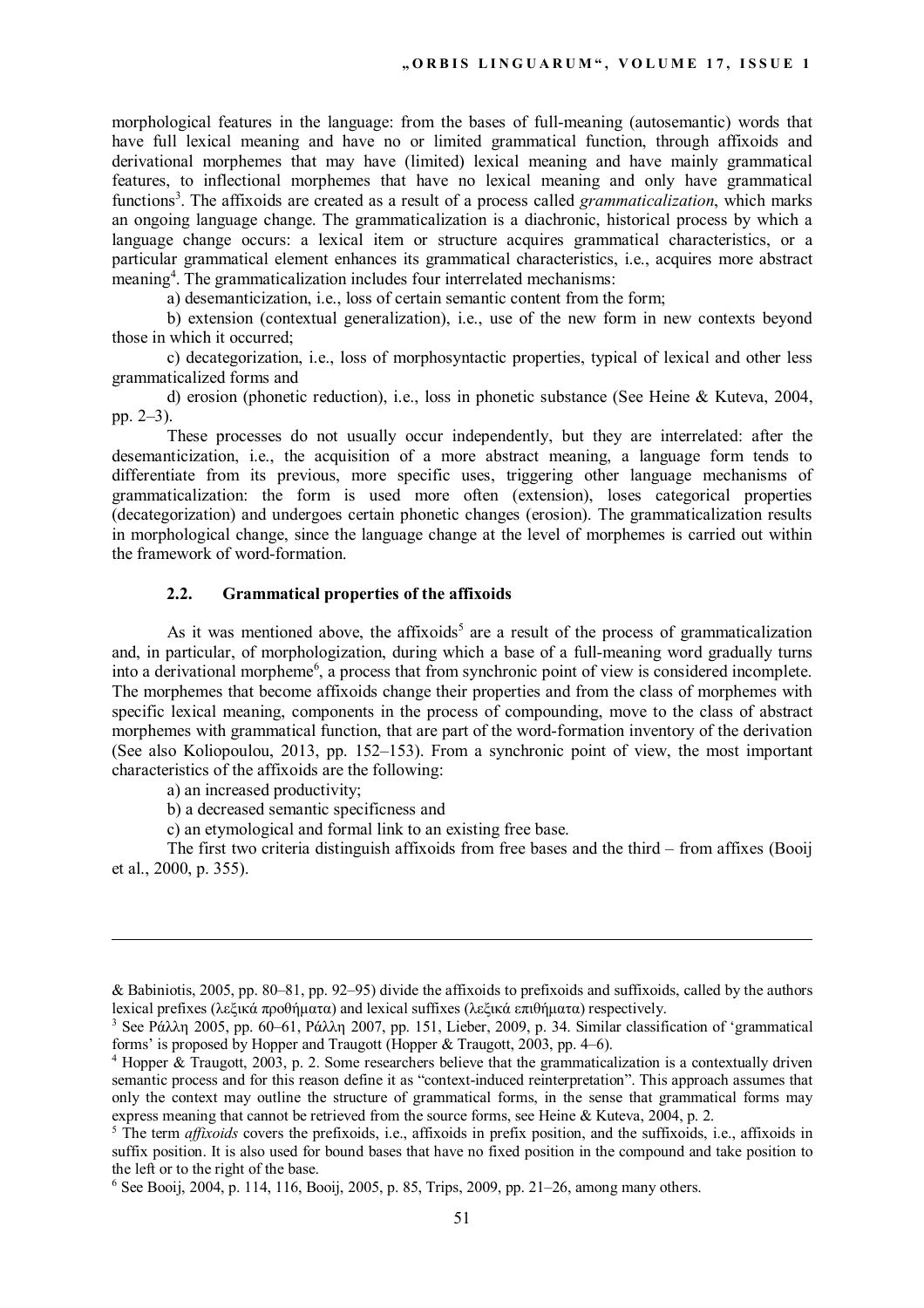morphological features in the language: from the bases of full-meaning (autosemantic) words that have full lexical meaning and have no or limited grammatical function, through affixoids and derivational morphemes that may have (limited) lexical meaning and have mainly grammatical features, to inflectional morphemes that have no lexical meaning and only have grammatical functions[3]. The affixoids are created as a result of a process called *grammaticalization*, which marks an ongoing language change. The grammaticalization is a diachronic, historical process by which a language change occurs: a lexical item or structure acquires grammatical characteristics, or a particular grammatical element enhances its grammatical characteristics, i.e., acquires more abstract meaning[4]. The grammaticalization includes four interrelated mechanisms:

a) desemanticization, i.e., loss of certain semantic content from the form;

b) extension (contextual generalization), i.e., use of the new form in new contexts beyond those in which it occurred;

c) decategorization, i.e., loss of morphosyntactic properties, typical of lexical and other less grammaticalized forms and

d) erosion (phonetic reduction), i.e., loss in phonetic substance (See Heine & Kuteva, 2004, pp. 2–3).

These processes do not usually occur independently, but they are interrelated: after the desemanticization, i.e., the acquisition of a more abstract meaning, a language form tends to differentiate from its previous, more specific uses, triggering other language mechanisms of grammaticalization: the form is used more often (extension), loses categorical properties (decategorization) and undergoes certain phonetic changes (erosion). The grammaticalization results in morphological change, since the language change at the level of morphemes is carried out within the framework of word-formation.

### 2.2. Grammatical properties of the affixoids

As it was mentioned above, the affixoids[5] are a result of the process of grammaticalization and, in particular, of morphologization, during which a base of a full-meaning word gradually turns into a derivational morpheme[6], a process that from synchronic point of view is considered incomplete. The morphemes that become affixoids change their properties and from the class of morphemes with specific lexical meaning, components in the process of compounding, move to the class of abstract morphemes with grammatical function, that are part of the word-formation inventory of the derivation (See also Koliopoulou, 2013, pp. 152–153). From a synchronic point of view, the most important characteristics of the affixoids are the following:

a) an increased productivity;

b) a decreased semantic specificness and

c) an etymological and formal link to an existing free base.

The first two criteria distinguish affixoids from free bases and the third – from affixes (Booij et al., 2000, p. 355).

---

& Babiniotis, 2005, pp. 80–81, pp. 92–95) divide the affixoids to prefixoids and suffixoids, called by the authors lexical prefixes (λεξικά προθήματα) and lexical suffixes (λεξικά επιθήματα) respectively.

[3] See Ράλλη 2005, pp. 60–61, Ράλλη 2007, pp. 151, Lieber, 2009, p. 34. Similar classification of 'grammatical forms' is proposed by Hopper and Traugott (Hopper & Traugott, 2003, pp. 4–6).

[4] Hopper & Traugott, 2003, p. 2. Some researchers believe that the grammaticalization is a contextually driven semantic process and for this reason define it as "context-induced reinterpretation". This approach assumes that only the context may outline the structure of grammatical forms, in the sense that grammatical forms may express meaning that cannot be retrieved from the source forms, see Heine & Kuteva, 2004, p. 2.

[5] The term *affixoids* covers the prefixoids, i.e., affixoids in prefix position, and the suffixoids, i.e., affixoids in suffix position. It is also used for bound bases that have no fixed position in the compound and take position to the left or to the right of the base.

[6] See Booij, 2004, p. 114, 116, Booij, 2005, p. 85, Trips, 2009, pp. 21–26, among many others.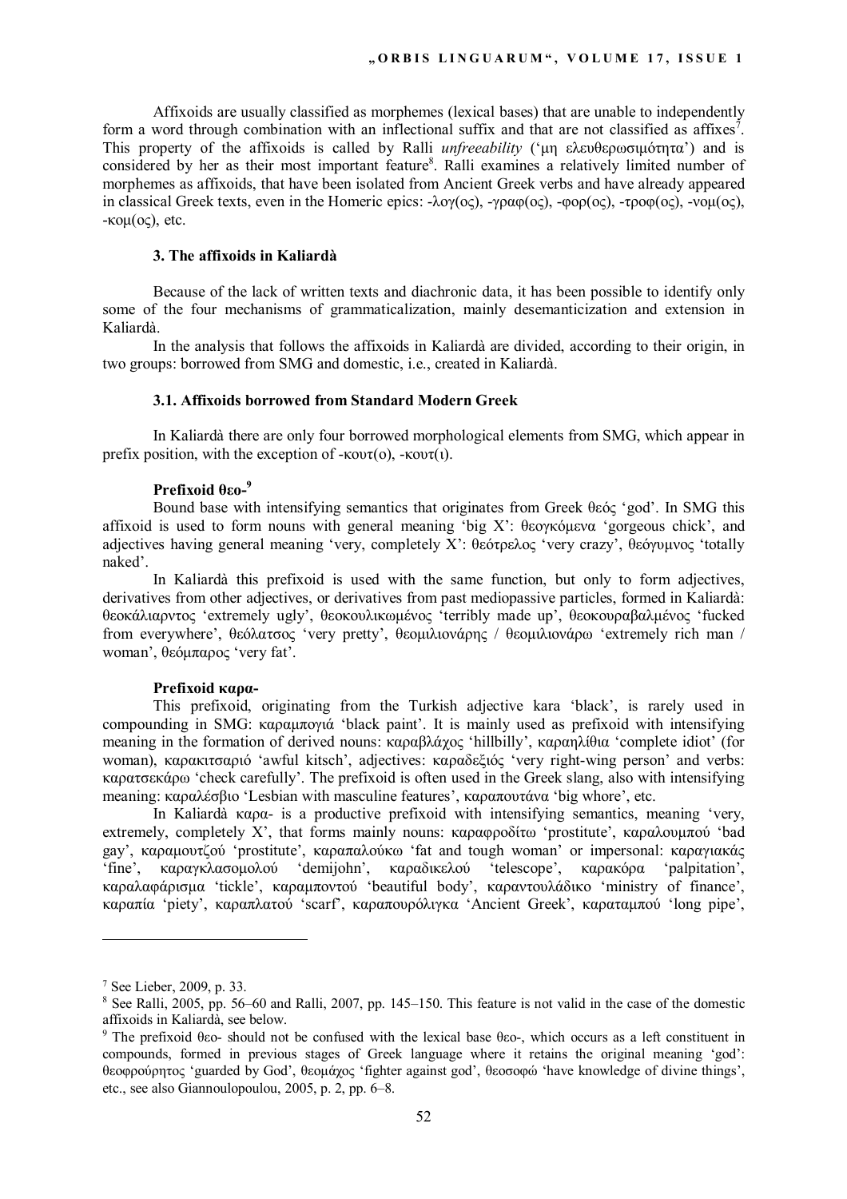Affixoids are usually classified as morphemes (lexical bases) that are unable to independently form a word through combination with an inflectional suffix and that are not classified as affixes[7]. This property of the affixoids is called by Ralli *unfreeability* ('μη ελευθερωσιμότητα') and is considered by her as their most important feature[8]. Ralli examines a relatively limited number of morphemes as affixoids, that have been isolated from Ancient Greek verbs and have already appeared in classical Greek texts, even in the Homeric epics: -λογ(ος), -γραφ(ος), -φορ(ος), -τροφ(ος), -νομ(ος), -κομ(ος), etc.

### 3. The affixoids in Kaliardà

Because of the lack of written texts and diachronic data, it has been possible to identify only some of the four mechanisms of grammaticalization, mainly desemanticization and extension in Kaliardà.

In the analysis that follows the affixoids in Kaliardà are divided, according to their origin, in two groups: borrowed from SMG and domestic, i.e., created in Kaliardà.

#### 3.1. Affixoids borrowed from Standard Modern Greek

In Kaliardà there are only four borrowed morphological elements from SMG, which appear in prefix position, with the exception of -κουτ(ο), -κουτ(ι).

**Prefixoid θεο-**[9]

Bound base with intensifying semantics that originates from Greek θεός 'god'. In SMG this affixoid is used to form nouns with general meaning 'big X': θεογκόμενα 'gorgeous chick', and adjectives having general meaning 'very, completely X': θεότρελος 'very crazy', θεόγυμνος 'totally naked'.

In Kaliardà this prefixoid is used with the same function, but only to form adjectives, derivatives from other adjectives, or derivatives from past mediopassive particles, formed in Kaliardà: θεοκάλιαρντος 'extremely ugly', θεοκουλικωμένος 'terribly made up', θεοκουραβαλμένος 'fucked from everywhere', θεόλατσος 'very pretty', θεομιλιονάρης / θεομιλιονάρω 'extremely rich man / woman', θεόμπαρος 'very fat'.

**Prefixoid καρα-**

This prefixoid, originating from the Turkish adjective kara 'black', is rarely used in compounding in SMG: καραμπογιά 'black paint'. It is mainly used as prefixoid with intensifying meaning in the formation of derived nouns: καραβλάχος 'hillbilly', καραηλίθια 'complete idiot' (for woman), καρακιτσαριό 'awful kitsch', adjectives: καραδεξιός 'very right-wing person' and verbs: καρατσεκάρω 'check carefully'. The prefixoid is often used in the Greek slang, also with intensifying meaning: καραλέσβιο 'Lesbian with masculine features', καραπουτάνα 'big whore', etc.

In Kaliardà καρα- is a productive prefixoid with intensifying semantics, meaning 'very, extremely, completely X', that forms mainly nouns: καραφροδίτω 'prostitute', καραλουμπού 'bad gay', καραμουτζού 'prostitute', καραπαλούκω 'fat and tough woman' or impersonal: καραγιακάς 'fine', καραγκλασομολού 'demijohn', καραδικελού 'telescope', καρακόρα 'palpitation', καραλαφάρισμα 'tickle', καραμποντού 'beautiful body', καραντουλάδικο 'ministry of finance', καραπία 'piety', καραπλατού 'scarf', καραπουρόλιγκα 'Ancient Greek', καραταμπού 'long pipe',

---

[7] See Lieber, 2009, p. 33.

[8] See Ralli, 2005, pp. 56–60 and Ralli, 2007, pp. 145–150. This feature is not valid in the case of the domestic affixoids in Kaliardà, see below.

[9] The prefixoid θεο- should not be confused with the lexical base θεο-, which occurs as a left constituent in compounds, formed in previous stages of Greek language where it retains the original meaning 'god': θεοφρούρητος 'guarded by God', θεομάχος 'fighter against god', θεοσοφώ 'have knowledge of divine things', etc., see also Giannoulopoulou, 2005, p. 2, pp. 6–8.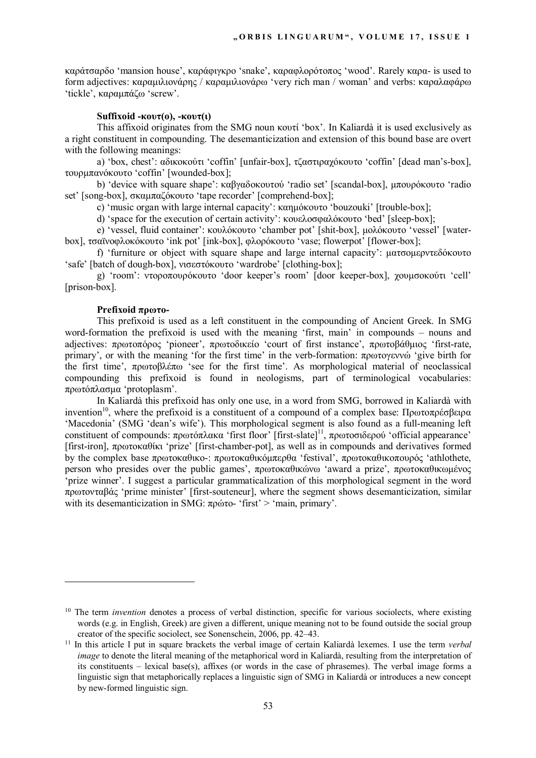καράτσαρδο 'mansion house', καράφιγκρο 'snake', καραφλορότοπος 'wood'. Rarely καρα- is used to form adjectives: καραμιλιονάρης / καραμιλιονάρω 'very rich man / woman' and verbs: καραλαφάρω 'tickle', καραμπάζω 'screw'.

**Suffixoid -κουτ(ο), -κουτ(ι)**

This affixoid originates from the SMG noun κουτί 'box'. In Kaliardà it is used exclusively as a right constituent in compounding. The desemanticization and extension of this bound base are overt with the following meanings:

a) 'box, chest': αδικοκούτι 'coffin' [unfair-box], τζαστιραχόκουτο 'coffin' [dead man's-box], τουρμπανόκουτο 'coffin' [wounded-box];

b) 'device with square shape': καβγαδοκουτού 'radio set' [scandal-box], μπουρόκουτο 'radio set' [song-box], σκαμπαζόκουτο 'tape recorder' [comprehend-box];

c) 'music organ with large internal capacity': καημόκουτο 'bouzouki' [trouble-box];

d) 'space for the execution of certain activity': κουελοσφαλόκουτο 'bed' [sleep-box];

e) 'vessel, fluid container': κουλόκουτο 'chamber pot' [shit-box], μολόκουτο 'vessel' [water-box], τσαϊνοφλοκόκουτο 'ink pot' [ink-box], φλορόκουτο 'vase; flowerpot' [flower-box];

f) 'furniture or object with square shape and large internal capacity': ματσομερντεδόκουτο 'safe' [batch of dough-box], νισεστόκουτο 'wardrobe' [clothing-box];

g) 'room': ντοροπουρόκουτο 'door keeper's room' [door keeper-box], χουμσοκούτι 'cell' [prison-box].

**Prefixoid πρωτο-**

This prefixoid is used as a left constituent in the compounding of Ancient Greek. In SMG word-formation the prefixoid is used with the meaning 'first, main' in compounds – nouns and adjectives: πρωτοπόρος 'pioneer', πρωτοδικείο 'court of first instance', πρωτοβάθμιος 'first-rate, primary', or with the meaning 'for the first time' in the verb-formation: πρωτογεννώ 'give birth for the first time', πρωτοβλέπω 'see for the first time'. As morphological material of neoclassical compounding this prefixoid is found in neologisms, part of terminological vocabularies: πρωτόπλασμα 'protoplasm'.

In Kaliardà this prefixoid has only one use, in a word from SMG, borrowed in Kaliardà with invention[10], where the prefixoid is a constituent of a compound of a complex base: Πρωτοπρέσβειρα 'Macedonia' (SMG 'dean's wife'). This morphological segment is also found as a full-meaning left constituent of compounds: πρωτόπλακα 'first floor' [first-slate][11], πρωτοσιδερού 'official appearance' [first-iron], πρωτοκαθίκι 'prize' [first-chamber-pot], as well as in compounds and derivatives formed by the complex base πρωτοκαθικο-: πρωτοκαθικόμπερθα 'festival', πρωτοκαθικοπουρός 'athlothete, person who presides over the public games', πρωτοκαθικώνω 'award a prize', πρωτοκαθικωμένος 'prize winner'. I suggest a particular grammaticalization of this morphological segment in the word πρωτονταβάς 'prime minister' [first-souteneur], where the segment shows desemanticization, similar with its desemanticization in SMG: πρώτο- 'first' > 'main, primary'.

---

[10] The term *invention* denotes a process of verbal distinction, specific for various sociolects, where existing words (e.g. in English, Greek) are given a different, unique meaning not to be found outside the social group creator of the specific sociolect, see Sonenschein, 2006, pp. 42–43.

[11] In this article I put in square brackets the verbal image of certain Kaliardà lexemes. I use the term *verbal image* to denote the literal meaning of the metaphorical word in Kaliardà, resulting from the interpretation of its constituents – lexical base(s), affixes (or words in the case of phrasemes). The verbal image forms a linguistic sign that metaphorically replaces a linguistic sign of SMG in Kaliardà or introduces a new concept by new-formed linguistic sign.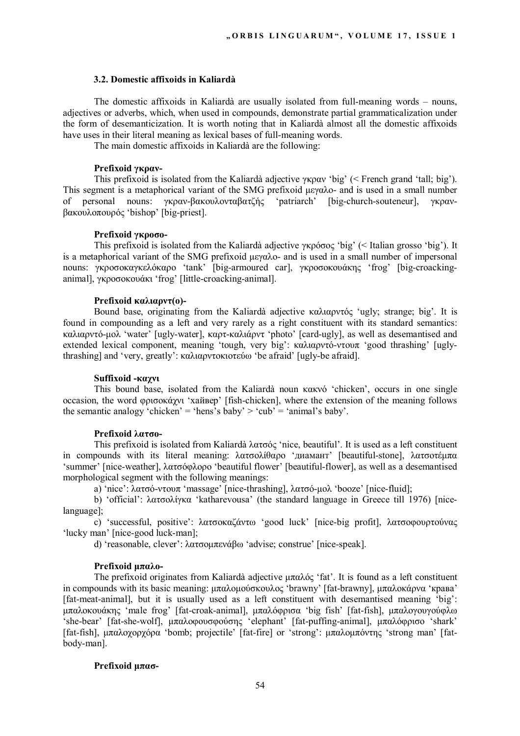### 3.2. Domestic affixoids in Kaliardà

The domestic affixoids in Kaliardà are usually isolated from full-meaning words – nouns, adjectives or adverbs, which, when used in compounds, demonstrate partial grammaticalization under the form of desemanticization. It is worth noting that in Kaliardà almost all the domestic affixoids have uses in their literal meaning as lexical bases of full-meaning words.

The main domestic affixoids in Kaliardà are the following:

**Prefixoid γκραν-**

This prefixoid is isolated from the Kaliardà adjective γκραν 'big' (< French grand 'tall; big'). This segment is a metaphorical variant of the SMG prefixoid μεγαλο- and is used in a small number of personal nouns: γκραν-βακουλονταβατζής 'patriarch' [big-church-souteneur], γκραν-βακουλοπουρός 'bishop' [big-priest].

**Prefixoid γκροσο-**

This prefixoid is isolated from the Kaliardà adjective γκρόσος 'big' (< Italian grosso 'big'). It is a metaphorical variant of the SMG prefixoid μεγαλο- and is used in a small number of impersonal nouns: γκροσοκαγκελόκαρο 'tank' [big-armoured car], γκροσοκουάκης 'frog' [big-croacking-animal], γκροσοκουάκι 'frog' [little-croacking-animal].

**Prefixoid καλιαρντ(ο)-**

Bound base, originating from the Kaliardà adjective καλιαρντός 'ugly; strange; big'. It is found in compounding as a left and very rarely as a right constituent with its standard semantics: καλιαρντό-μολ 'water' [ugly-water], καρτ-καλιάρντ 'photo' [card-ugly], as well as desemantised and extended lexical component, meaning 'tough, very big': καλιαρντό-ντουπ 'good thrashing' [ugly-thrashing] and 'very, greatly': καλιαρντοκιοτεύω 'be afraid' [ugly-be afraid].

**Suffixoid -καχνι**

This bound base, isolated from the Kaliardà noun κακνό 'chicken', occurs in one single occasion, the word φρισοκάχνι 'хайвер' [fish-chicken], where the extension of the meaning follows the semantic analogy 'chicken' = 'hens's baby' > 'cub' = 'animal's baby'.

**Prefixoid λατσο-**

This prefixoid is isolated from Kaliardà λατσός 'nice, beautiful'. It is used as a left constituent in compounds with its literal meaning: λατσολίθαρο 'диамант' [beautiful-stone], λατσοτέμπα 'summer' [nice-weather], λατσόφλορο 'beautiful flower' [beautiful-flower], as well as a desemantised morphological segment with the following meanings:

a) 'nice': λατσό-ντουπ 'massage' [nice-thrashing], λατσό-μολ 'booze' [nice-fluid];

b) 'official': λατσολίγκα 'katharevousa' (the standard language in Greece till 1976) [nice-language];

c) 'successful, positive': λατσοκαζάντω 'good luck' [nice-big profit], λατσοφουρτούνας 'lucky man' [nice-good luck-man];

d) 'reasonable, clever': λατσομπενάβω 'advise; construe' [nice-speak].

**Prefixoid μπαλο-**

The prefixoid originates from Kaliardà adjective μπαλός 'fat'. It is found as a left constituent in compounds with its basic meaning: μπαλομούσκουλος 'brawny' [fat-brawny], μπαλοκάρνα 'крава' [fat-meat-animal], but it is usually used as a left constituent with desemantised meaning 'big': μπαλοκουάκης 'male frog' [fat-croak-animal], μπαλόφρισα 'big fish' [fat-fish], μπαλογουγούφλω 'she-bear' [fat-she-wolf], μπαλοφουσφούσης 'elephant' [fat-puffing-animal], μπαλόφρισο 'shark' [fat-fish], μπαλοχορχόρα 'bomb; projectile' [fat-fire] or 'strong': μπαλομπόντης 'strong man' [fat-body-man].

**Prefixoid μπασ-**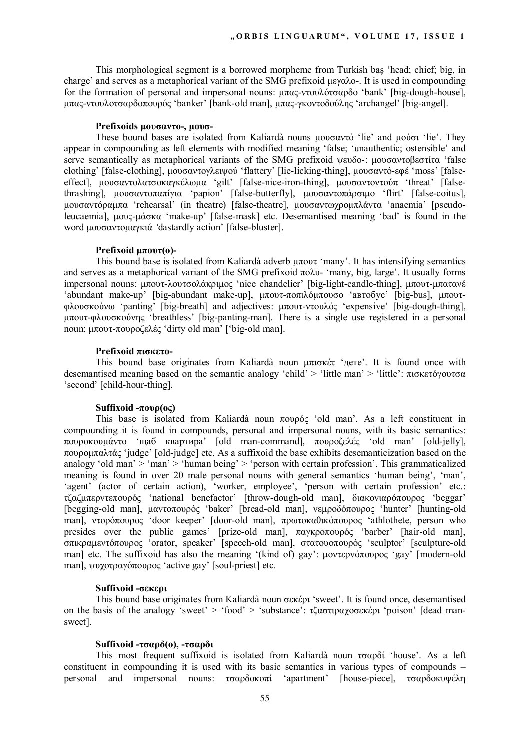This morphological segment is a borrowed morpheme from Turkish baş 'head; chief; big, in charge' and serves as a metaphorical variant of the SMG prefixoid μεγαλο-. It is used in compounding for the formation of personal and impersonal nouns: μπας-ντουλότσαρδο 'bank' [big-dough-house], μπας-ντουλοτσαρδοπουρός 'banker' [bank-old man], μπας-γκοντοδούλης 'archangel' [big-angel].

#### Prefixoids μουσαντο-, μουσ-

These bound bases are isolated from Kaliardà nouns μουσαντό 'lie' and μούσι 'lie'. They appear in compounding as left elements with modified meaning 'false; 'unauthentic; ostensible' and serve semantically as metaphorical variants of the SMG prefixoid ψευδο-: μουσαντοβεστίτα 'false clothing' [false-clothing], μουσαντογλειψού 'flattery' [lie-licking-thing], μουσαντό-εφέ 'moss' [false-effect], μουσαντολατσοκαγκέλωμα 'gilt' [false-nice-iron-thing], μουσαντοντούπ 'threat' [false-thrashing], μουσαντοπαπίγια 'papion' [false-butterfly], μουσαντοπάρσιμο 'flirt' [false-coitus], μουσαντόραμπα 'rehearsal' (in theatre) [false-theatre], μουσαντωχρομπλάντα 'anaemia' [pseudo-leucaemia], μους-μάσκα 'make-up' [false-mask] etc. Desemantised meaning 'bad' is found in the word μουσαντομαγκιά *'*dastardly action' [false-bluster].

#### Prefixoid μπουτ(ο)-

This bound base is isolated from Kaliardà adverb μπουτ 'many'. It has intensifying semantics and serves as a metaphorical variant of the SMG prefixoid πολυ- 'many, big, large'. It usually forms impersonal nouns: μπουτ-λουτσολάκριμος 'nice chandelier' [big-light-candle-thing], μπουτ-μπατανέ 'abundant make-up' [big-abundant make-up], μπουτ-ποπιλόμπουσο 'автобус' [big-bus], μπουτ-φλουσκούνω 'panting' [big-breath] and adjectives: μπουτ-ντουλός 'expensive' [big-dough-thing], μπουτ-φλουσκούνης 'breathless' [big-panting-man]. There is a single use registered in a personal noun: μπουτ-πουροζελές 'dirty old man' ['big-old man].

#### Prefixoid πισκετο-

This bound base originates from Kaliardà noun μπισκέτ 'дете'. It is found once with desemantised meaning based on the semantic analogy 'child' > 'little man' > 'little': πισκετόγουτσα 'second' [child-hour-thing].

#### Suffixoid -πουρ(ος)

This base is isolated from Kaliardà noun πουρός 'old man'. As a left constituent in compounding it is found in compounds, personal and impersonal nouns, with its basic semantics: πουροκουμάντο 'щаб квартира' [old man-command], πουροζελές 'old man' [old-jelly], πουρομπαλτάς 'judge' [old-judge] etc. As a suffixoid the base exhibits desemanticization based on the analogy 'old man' > 'man' > 'human being' > 'person with certain profession'. This grammaticalized meaning is found in over 20 male personal nouns with general semantics 'human being', 'man', 'agent' (actor of certain action), 'worker, employee', 'person with certain profession' etc.: τζαζμπερντεπουρός 'national benefactor' [throw-dough-old man], διακονιαρόπουρος 'beggar' [begging-old man], μαντοπουρός 'baker' [bread-old man], νεμροδόπουρος 'hunter' [hunting-old man], ντορόπουρος 'door keeper' [door-old man], πρωτοκαθικόπουρος 'athlothete, person who presides over the public games' [prize-old man], παγκροπουρός 'barber' [hair-old man], σπικραμεντόπουρος 'orator, speaker' [speech-old man], στατουοπουρός 'sculptor' [sculpture-old man] etc. The suffixoid has also the meaning '(kind of) gay': μοντερνόπουρος 'gay' [modern-old man], ψυχοτραγόπουρος 'active gay' [soul-priest] etc.

#### Suffixoid -σεκερι

This bound base originates from Kaliardà noun σεκέρι 'sweet'. It is found once, desemantised on the basis of the analogy 'sweet' > 'food' > 'substance': τζαστιραχοσεκέρι 'poison' [dead man-sweet].

#### Suffixoid -τσαρδ(ο), -τσαρδι

This most frequent suffixoid is isolated from Kaliardà noun τσαρδί 'house'. As a left constituent in compounding it is used with its basic semantics in various types of compounds – personal and impersonal nouns: τσαρδοκοπί 'apartment' [house-piece], τσαρδοκυψέλη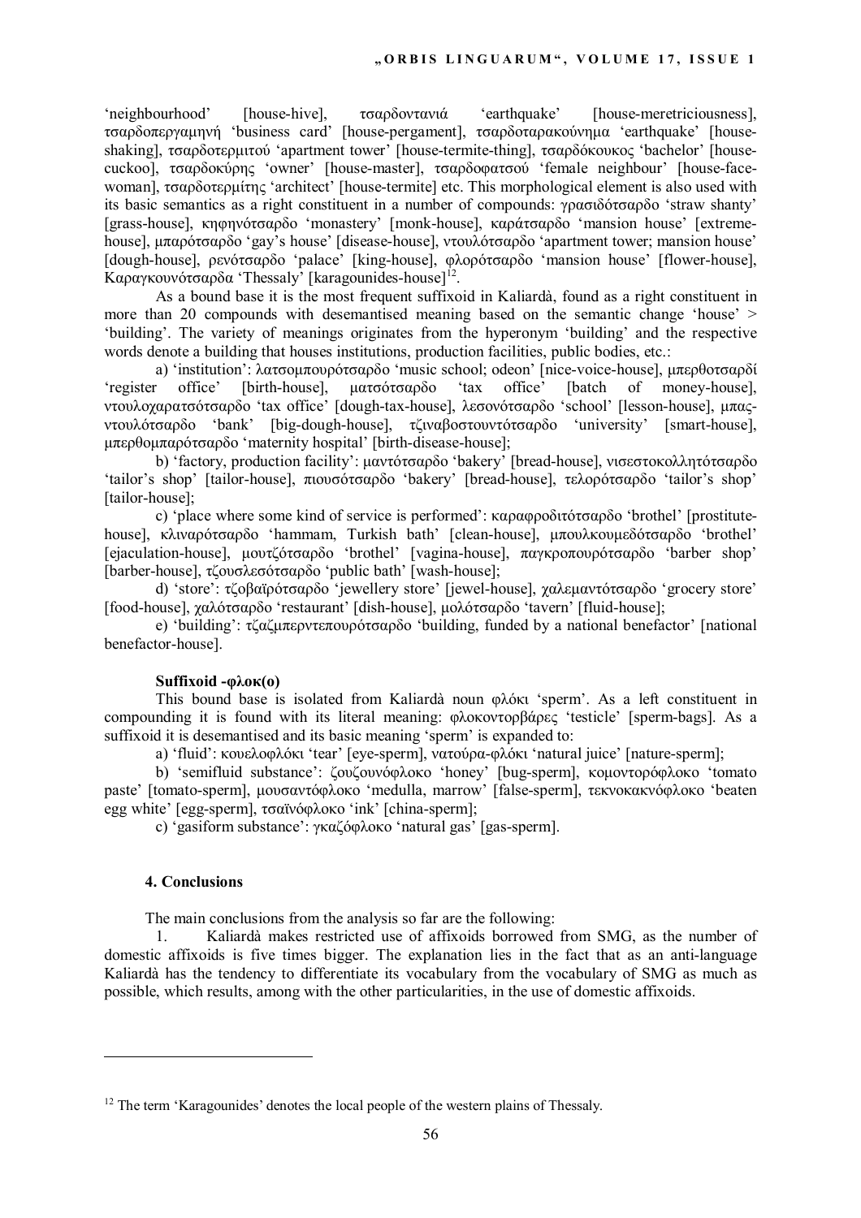'neighbourhood' [house-hive], τσαρδοντανιά 'earthquake' [house-meretriciousness], τσαρδοπεργαμηνή 'business card' [house-pergament], τσαρδοταρακούνημα 'earthquake' [house-shaking], τσαρδοτερμιτού 'apartment tower' [house-termite-thing], τσαρδόκουκος 'bachelor' [house-cuckoo], τσαρδοκύρης 'owner' [house-master], τσαρδοφατσού 'female neighbour' [house-face-woman], τσαρδοτερμίτης 'architect' [house-termite] etc. This morphological element is also used with its basic semantics as a right constituent in a number of compounds: γρασιδότσαρδο 'straw shanty' [grass-house], κηφηνότσαρδο 'monastery' [monk-house], καράτσαρδο 'mansion house' [extreme-house], μπαρότσαρδο 'gay's house' [disease-house], ντουλότσαρδο 'apartment tower; mansion house' [dough-house], ρενότσαρδο 'palace' [king-house], φλορότσαρδο 'mansion house' [flower-house], Καραγκουνότσαρδα 'Thessaly' [karagounides-house][12].

As a bound base it is the most frequent suffixoid in Kaliardà, found as a right constituent in more than 20 compounds with desemantised meaning based on the semantic change 'house' > 'building'. The variety of meanings originates from the hyperonym 'building' and the respective words denote a building that houses institutions, production facilities, public bodies, etc.:

a) 'institution': λατσομπουρότσαρδο 'music school; odeon' [nice-voice-house], μπερθοτσαρδί 'register office' [birth-house], ματσότσαρδο 'tax office' [batch of money-house], ντουλοχαρατσότσαρδο 'tax office' [dough-tax-house], λεσονότσαρδο 'school' [lesson-house], μπας-ντουλότσαρδο 'bank' [big-dough-house], τζιναβοστουντότσαρδο 'university' [smart-house], μπερθομπαρότσαρδο 'maternity hospital' [birth-disease-house];

b) 'factory, production facility': μαντότσαρδο 'bakery' [bread-house], νισεστοκολλητότσαρδο 'tailor's shop' [tailor-house], πιουσότσαρδο 'bakery' [bread-house], τελορότσαρδο 'tailor's shop' [tailor-house];

c) 'place where some kind of service is performed': καραφροδιτότσαρδο 'brothel' [prostitute-house], κλιναρότσαρδο 'hammam, Turkish bath' [clean-house], μπουλκουμεδότσαρδο 'brothel' [ejaculation-house], μουτζότσαρδο 'brothel' [vagina-house], παγκροπουρότσαρδο 'barber shop' [barber-house], τζουσλεσότσαρδο 'public bath' [wash-house];

d) 'store': τζοβαϊρότσαρδο 'jewellery store' [jewel-house], χαλεμαντότσαρδο 'grocery store' [food-house], χαλότσαρδο 'restaurant' [dish-house], μολότσαρδο 'tavern' [fluid-house];

e) 'building': τζαζμπερντεπουρότσαρδο 'building, funded by a national benefactor' [national benefactor-house].

**Suffixoid -φλοκ(ο)**

This bound base is isolated from Kaliardà noun φλόκι 'sperm'. As a left constituent in compounding it is found with its literal meaning: φλοκοντορβάρες 'testicle' [sperm-bags]. As a suffixoid it is desemantised and its basic meaning 'sperm' is expanded to:

a) 'fluid': κουελοφλόκι 'tear' [eye-sperm], νατούρα-φλόκι 'natural juice' [nature-sperm];

b) 'semifluid substance': ζουζουνόφλοκο 'honey' [bug-sperm], κομοντορόφλοκο 'tomato paste' [tomato-sperm], μουσαντόφλοκο 'medulla, marrow' [false-sperm], τεκνοκακνόφλοκο 'beaten egg white' [egg-sperm], τσαϊνόφλοκο 'ink' [china-sperm];

c) 'gasiform substance': γκαζόφλοκο 'natural gas' [gas-sperm].

## 4. Conclusions

The main conclusions from the analysis so far are the following:

1. Kaliardà makes restricted use of affixoids borrowed from SMG, as the number of domestic affixoids is five times bigger. The explanation lies in the fact that as an anti-language Kaliardà has the tendency to differentiate its vocabulary from the vocabulary of SMG as much as possible, which results, among with the other particularities, in the use of domestic affixoids.

---

[12] The term 'Karagounides' denotes the local people of the western plains of Thessaly.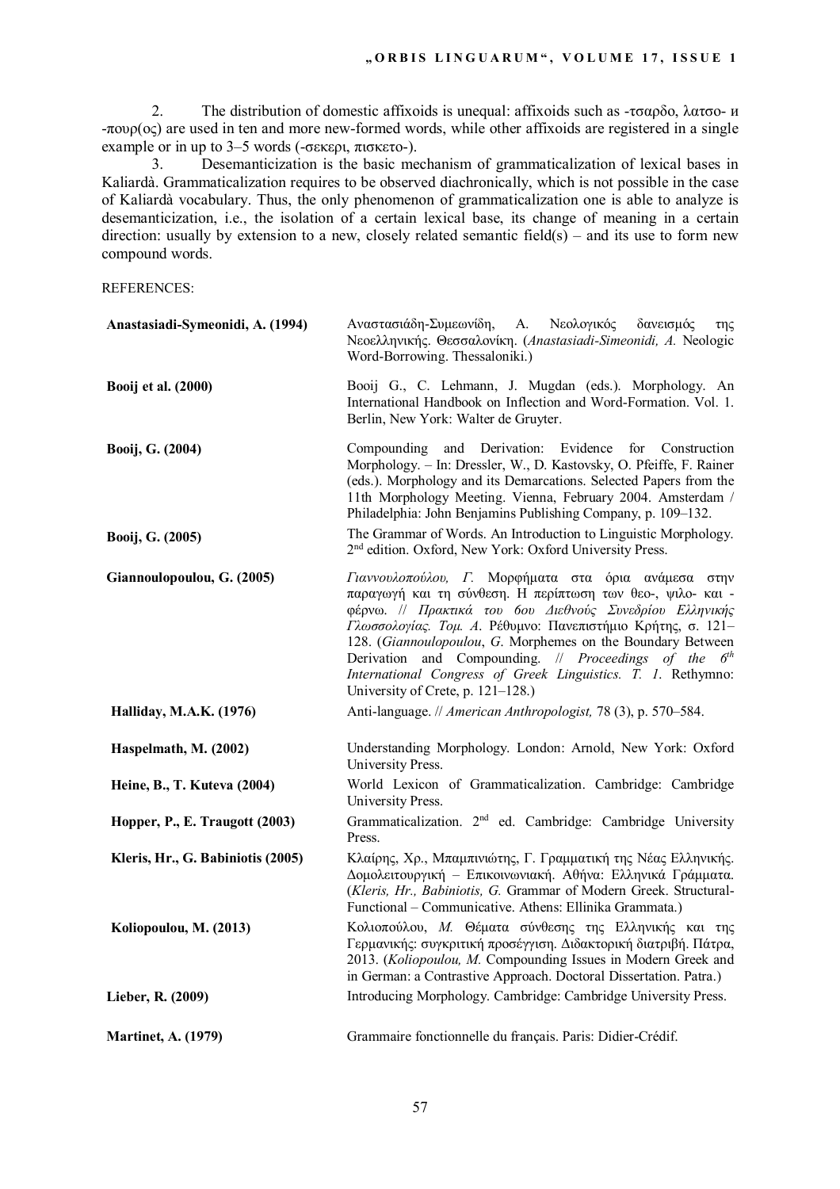2. The distribution of domestic affixoids is unequal: affixoids such as -τσαρδο, λατσο- и -πουρ(ος) are used in ten and more new-formed words, while other affixoids are registered in a single example or in up to 3–5 words (-σεκερι, πισκετο-).

3. Desemanticization is the basic mechanism of grammaticalization of lexical bases in Kaliardà. Grammaticalization requires to be observed diachronically, which is not possible in the case of Kaliardà vocabulary. Thus, the only phenomenon of grammaticalization one is able to analyze is desemanticization, i.e., the isolation of a certain lexical base, its change of meaning in a certain direction: usually by extension to a new, closely related semantic field(s) – and its use to form new compound words.

REFERENCES:

**Anastasiadi-Symeonidi, A. (1994)** Αναστασιάδη-Συμεωνίδη, Α. Νεολογικός δανεισμός της Νεοελληνικής. Θεσσαλονίκη. (*Anastasiadi-Simeonidi, A.* Neologic Word-Borrowing. Thessaloniki.)

**Booij et al. (2000)** Booij G., C. Lehmann, J. Mugdan (eds.). Morphology. An International Handbook on Inflection and Word-Formation. Vol. 1. Berlin, New York: Walter de Gruyter.

**Booij, G. (2004)** Compounding and Derivation: Evidence for Construction Morphology. – In: Dressler, W., D. Kastovsky, O. Pfeiffe, F. Rainer (eds.). Morphology and its Demarcations. Selected Papers from the 11th Morphology Meeting. Vienna, February 2004. Amsterdam / Philadelphia: John Benjamins Publishing Company, p. 109–132.

**Booij, G. (2005)** The Grammar of Words. An Introduction to Linguistic Morphology. 2nd edition. Oxford, New York: Oxford University Press.

**Giannoulopoulou, G. (2005)** *Γιαννουλοπούλου, Γ.* Μορφήματα στα όρια ανάμεσα στην παραγωγή και τη σύνθεση. Η περίπτωση των θεο-, ψιλο- και -φέρνω. // *Πρακτικά του 6ου Διεθνούς Συνεδρίου Ελληνικής Γλωσσολογίας. Τομ. Α*. Ρέθυμνο: Πανεπιστήμιο Κρήτης, σ. 121–128. (*Giannoulopoulou*, *G*. Morphemes on the Boundary Between Derivation and Compounding. // *Proceedings of the 6th International Congress of Greek Linguistics. T. 1*. Rethymno: University of Crete, p. 121–128.)

**Halliday, M.A.K. (1976)** Anti-language. // *American Anthropologist,* 78 (3), p. 570–584.

**Haspelmath, M. (2002)** Understanding Morphology. London: Arnold, New York: Oxford University Press.

**Heine, B., T. Kuteva (2004)** World Lexicon of Grammaticalization. Cambridge: Cambridge University Press.

**Hopper, P., E. Traugott (2003)** Grammaticalization. 2nd ed. Cambridge: Cambridge University Press.

**Kleris, Hr., G. Babiniotis (2005)** Κλαίρης, Χρ., Μπαμπινιώτης, Γ. Γραμματική της Νέας Ελληνικής. Δομολειτουργική – Επικοινωνιακή. Αθήνα: Ελληνικά Γράμματα. (*Kleris, Hr., Babiniotis, G.* Grammar of Modern Greek. Structural-Functional – Communicative. Athens: Ellinika Grammata.)

**Koliopoulou, M. (2013)** Κολιοπούλου, *Μ.* Θέματα σύνθεσης της Ελληνικής και της Γερμανικής: συγκριτική προσέγγιση. Διδακτορική διατριβή. Πάτρα, 2013. (*Koliopoulou, M.* Compounding Issues in Modern Greek and in German: a Contrastive Approach. Doctoral Dissertation. Patra.)

**Lieber, R. (2009)** Introducing Morphology. Cambridge: Cambridge University Press.

**Martinet, A. (1979)** Grammaire fonctionnelle du français. Paris: Didier-Crédif.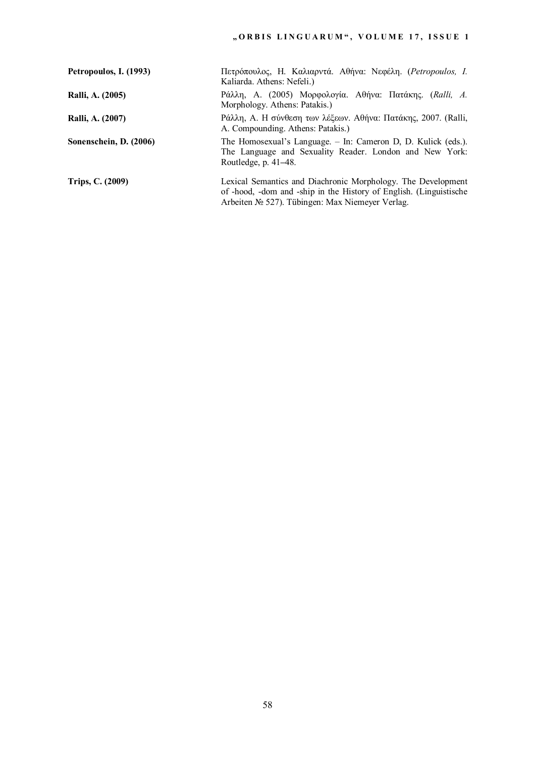**Petropoulos, I. (1993)** Πετρόπουλος, Η. Καλιαρντά. Αθήνα: Νεφέλη. (*Petropoulos, I.* Kaliarda. Athens: Nefeli.)

**Ralli, A. (2005)** Ράλλη, Α. (2005) Μορφολογία. Αθήνα: Πατάκης. (*Ralli, A.* Morphology. Athens: Patakis.)

**Ralli, A. (2007)** Ράλλη, Α. Η σύνθεση των λέξεων. Αθήνα: Πατάκης, 2007. (Ralli, A. Compounding. Athens: Patakis.)

**Sonenschein, D. (2006)** The Homosexual's Language. – In: Cameron D, D. Kulick (eds.). The Language and Sexuality Reader. London and New York: Routledge, p. 41–48.

**Trips, C. (2009)** Lexical Semantics and Diachronic Morphology. The Development of -hood, -dom and -ship in the History of English. (Linguistische Arbeiten № 527). Tübingen: Max Niemeyer Verlag.